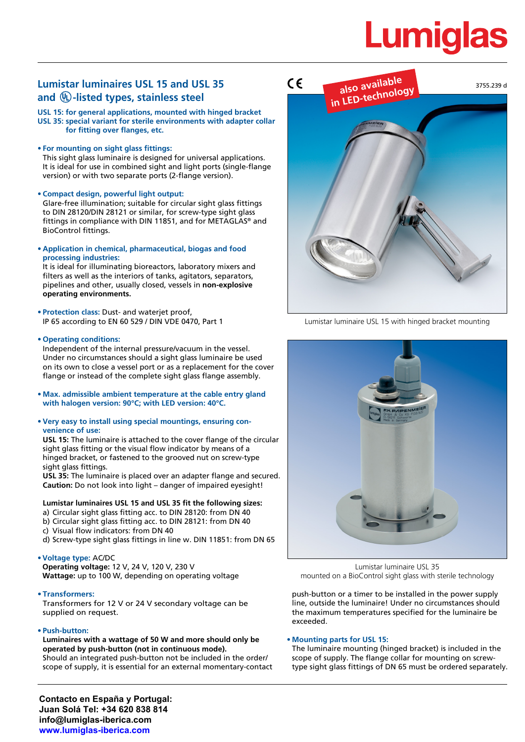# Lumiglas

## Lumistar luminaires USL 15 and USL 35 and UL-listed types, stainless steel

**USL 15: for general applications, mounted with hinged bracket**
**USL 35: special variant for sterile environments with adapter collar for fitting over flanges, etc.**

- **For mounting on sight glass fittings:**
  This sight glass luminaire is designed for universal applications. It is ideal for use in combined sight and light ports (single-flange version) or with two separate ports (2-flange version).

- **Compact design, powerful light output:**
  Glare-free illumination; suitable for circular sight glass fittings to DIN 28120/DIN 28121 or similar, for screw-type sight glass fittings in compliance with DIN 11851, and for METAGLAS® and BioControl fittings.

- **Application in chemical, pharmaceutical, biogas and food processing industries:**
  It is ideal for illuminating bioreactors, laboratory mixers and filters as well as the interiors of tanks, agitators, separators, pipelines and other, usually closed, vessels in **non-explosive operating environments.**

- **Protection class:** Dust- and waterjet proof, IP 65 according to EN 60 529 / DIN VDE 0470, Part 1

- **Operating conditions:**
  Independent of the internal pressure/vacuum in the vessel. Under no circumstances should a sight glass luminaire be used on its own to close a vessel port or as a replacement for the cover flange or instead of the complete sight glass flange assembly.

- **Max. admissible ambient temperature at the cable entry gland with halogen version: 90°C; with LED version: 40°C.**

- **Very easy to install using special mountings, ensuring convenience of use:**
  **USL 15:** The luminaire is attached to the cover flange of the circular sight glass fitting or the visual flow indicator by means of a hinged bracket, or fastened to the grooved nut on screw-type sight glass fittings.
  **USL 35:** The luminaire is placed over an adapter flange and secured.
  **Caution:** Do not look into light – danger of impaired eyesight!

  **Lumistar luminaires USL 15 and USL 35 fit the following sizes:**
  a) Circular sight glass fitting acc. to DIN 28120: from DN 40
  b) Circular sight glass fitting acc. to DIN 28121: from DN 40
  c) Visual flow indicators: from DN 40
  d) Screw-type sight glass fittings in line w. DIN 11851: from DN 65

- **Voltage type:** AC/DC
  **Operating voltage:** 12 V, 24 V, 120 V, 230 V
  **Wattage:** up to 100 W, depending on operating voltage

- **Transformers:**
  Transformers for 12 V or 24 V secondary voltage can be supplied on request.

- **Push-button:**
  **Luminaires with a wattage of 50 W and more should only be operated by push-button (not in continuous mode).**
  Should an integrated push-button not be included in the order/ scope of supply, it is essential for an external momentary-contact push-button or a timer to be installed in the power supply line, outside the luminaire! Under no circumstances should the maximum temperatures specified for the luminaire be exceeded.

CE — also available in LED-technology — 3755.239 d

Lumistar luminaire USL 15 with hinged bracket mounting

Lumistar luminaire USL 35 mounted on a BioControl sight glass with sterile technology

- **Mounting parts for USL 15:**
  The luminaire mounting (hinged bracket) is included in the scope of supply. The flange collar for mounting on screw-type sight glass fittings of DN 65 must be ordered separately.

**Contacto en España y Portugal:**
**Juan Solá Tel: +34 620 838 814**
**info@lumiglas-iberica.com**
**www.lumiglas-iberica.com**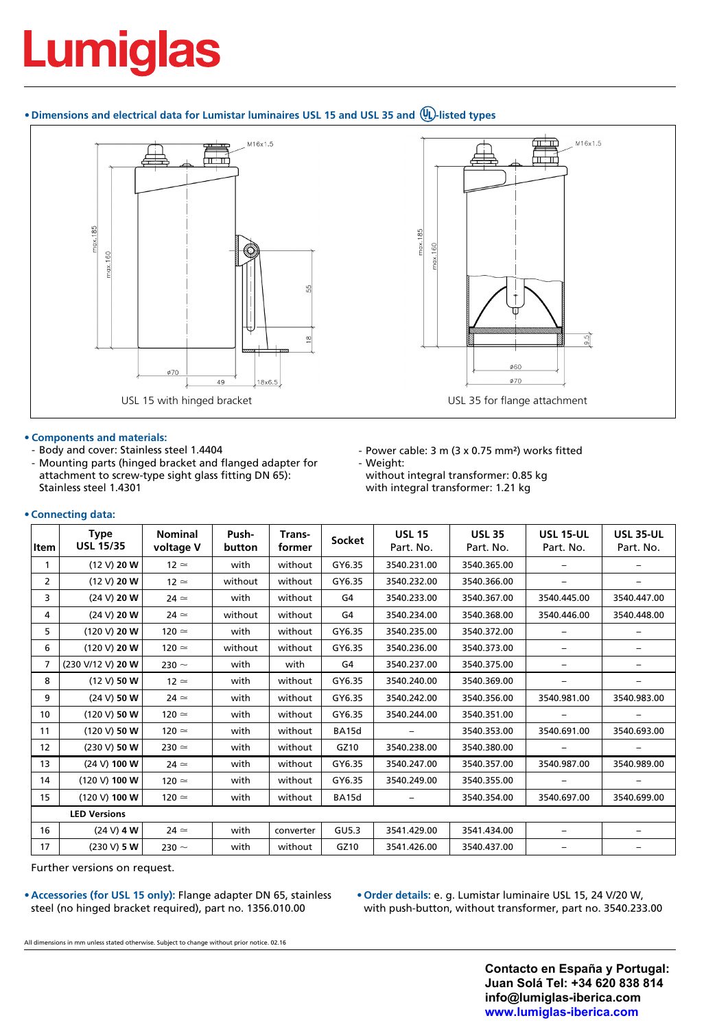# Lumiglas

**• Dimensions and electrical data for Lumistar luminaires USL 15 and USL 35 and UL-listed types**

M16x1.5

max.185

max.160

55

18

ø70

49

18x6.5

USL 15 with hinged bracket

M16x1.5

max.185

max.160

9.5

ø60

ø70

USL 35 for flange attachment

**• Components and materials:**

- Body and cover: Stainless steel 1.4404
- Mounting parts (hinged bracket and flanged adapter for attachment to screw-type sight glass fitting DN 65): Stainless steel 1.4301
- Power cable: 3 m (3 x 0.75 mm²) works fitted
- Weight:
  without integral transformer: 0.85 kg
  with integral transformer: 1.21 kg

**• Connecting data:**

| Item | Type USL 15/35 | Nominal voltage V | Push-button | Trans-former | Socket | USL 15 Part. No. | USL 35 Part. No. | USL 15-UL Part. No. | USL 35-UL Part. No. |
|---|---|---|---|---|---|---|---|---|---|
| 1 | (12 V) **20 W** | 12 ≃ | with | without | GY6.35 | 3540.231.00 | 3540.365.00 | – | – |
| 2 | (12 V) **20 W** | 12 ≃ | without | without | GY6.35 | 3540.232.00 | 3540.366.00 | – | – |
| 3 | (24 V) **20 W** | 24 ≃ | with | without | G4 | 3540.233.00 | 3540.367.00 | 3540.445.00 | 3540.447.00 |
| 4 | (24 V) **20 W** | 24 ≃ | without | without | G4 | 3540.234.00 | 3540.368.00 | 3540.446.00 | 3540.448.00 |
| 5 | (120 V) **20 W** | 120 ≃ | with | without | GY6.35 | 3540.235.00 | 3540.372.00 | – | – |
| 6 | (120 V) **20 W** | 120 ≃ | without | without | GY6.35 | 3540.236.00 | 3540.373.00 | – | – |
| 7 | (230 V/12 V) **20 W** | 230 ~ | with | with | G4 | 3540.237.00 | 3540.375.00 | – | – |
| 8 | (12 V) **50 W** | 12 ≃ | with | without | GY6.35 | 3540.240.00 | 3540.369.00 | – | – |
| 9 | (24 V) **50 W** | 24 ≃ | with | without | GY6.35 | 3540.242.00 | 3540.356.00 | 3540.981.00 | 3540.983.00 |
| 10 | (120 V) **50 W** | 120 ≃ | with | without | GY6.35 | 3540.244.00 | 3540.351.00 | – | – |
| 11 | (120 V) **50 W** | 120 ≃ | with | without | BA15d | – | 3540.353.00 | 3540.691.00 | 3540.693.00 |
| 12 | (230 V) **50 W** | 230 ≃ | with | without | GZ10 | 3540.238.00 | 3540.380.00 | – | – |
| 13 | (24 V) **100 W** | 24 ≃ | with | without | GY6.35 | 3540.247.00 | 3540.357.00 | 3540.987.00 | 3540.989.00 |
| 14 | (120 V) **100 W** | 120 ≃ | with | without | GY6.35 | 3540.249.00 | 3540.355.00 | – | – |
| 15 | (120 V) **100 W** | 120 ≃ | with | without | BA15d | – | 3540.354.00 | 3540.697.00 | 3540.699.00 |
| | **LED Versions** | | | | | | | | |
| 16 | (24 V) **4 W** | 24 ≃ | with | converter | GU5.3 | 3541.429.00 | 3541.434.00 | – | – |
| 17 | (230 V) **5 W** | 230 ~ | with | without | GZ10 | 3541.426.00 | 3540.437.00 | – | – |

Further versions on request.

**• Accessories (for USL 15 only):** Flange adapter DN 65, stainless steel (no hinged bracket required), part no. 1356.010.00

**• Order details:** e. g. Lumistar luminaire USL 15, 24 V/20 W, with push-button, without transformer, part no. 3540.233.00

All dimensions in mm unless stated otherwise. Subject to change without prior notice. 02.16

**Contacto en España y Portugal:**
**Juan Solá Tel: +34 620 838 814**
**info@lumiglas-iberica.com**
**www.lumiglas-iberica.com**